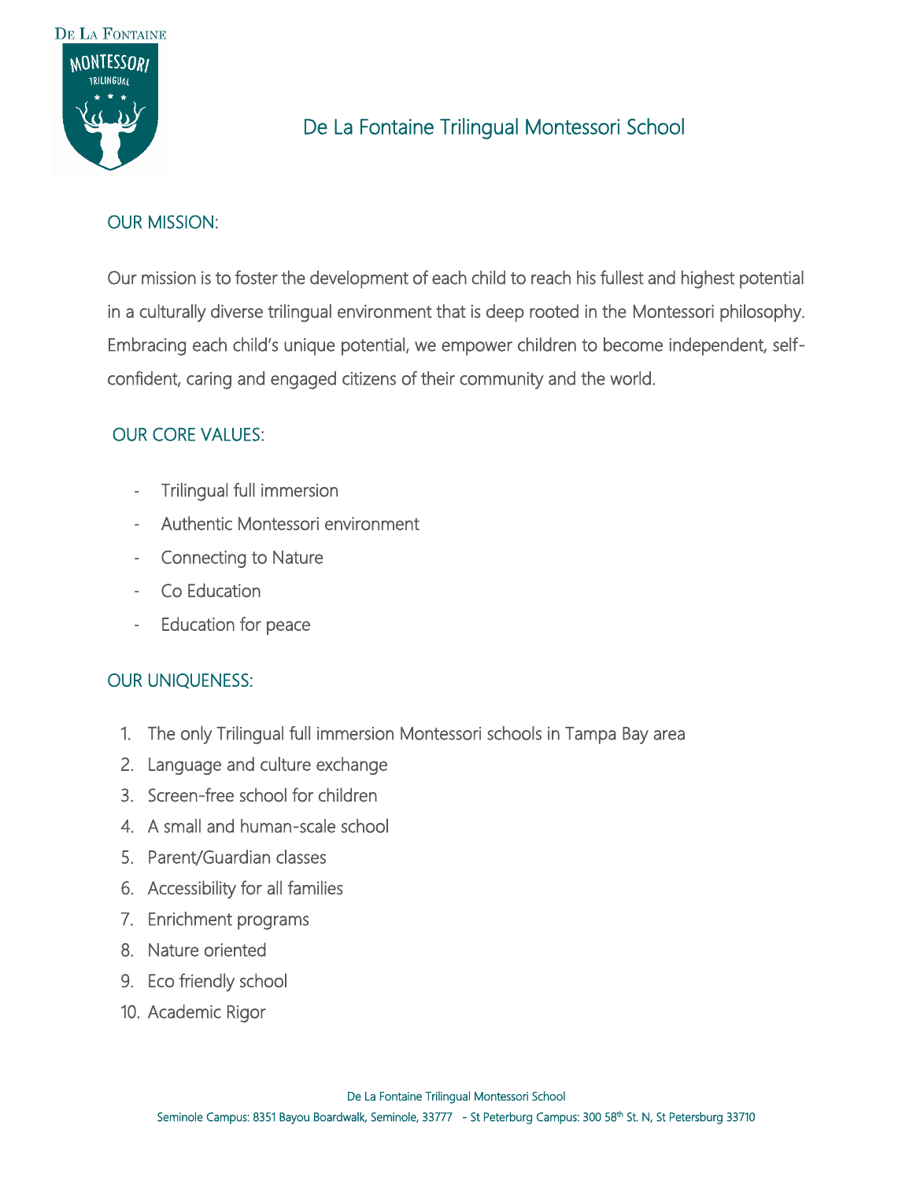# De La Fontaine Trilingual Montessori School

## OUR MISSION:

Our mission is to foster the development of each child to reach his fullest and highest potential in a culturally diverse trilingual environment that is deep rooted in the Montessori philosophy. Embracing each child's unique potential, we empower children to become independent, self-confident, caring and engaged citizens of their community and the world.

## OUR CORE VALUES:

- Trilingual full immersion
- Authentic Montessori environment
- Connecting to Nature
- Co Education
- Education for peace

## OUR UNIQUENESS:

1. The only Trilingual full immersion Montessori schools in Tampa Bay area
2. Language and culture exchange
3. Screen-free school for children
4. A small and human-scale school
5. Parent/Guardian classes
6. Accessibility for all families
7. Enrichment programs
8. Nature oriented
9. Eco friendly school
10. Academic Rigor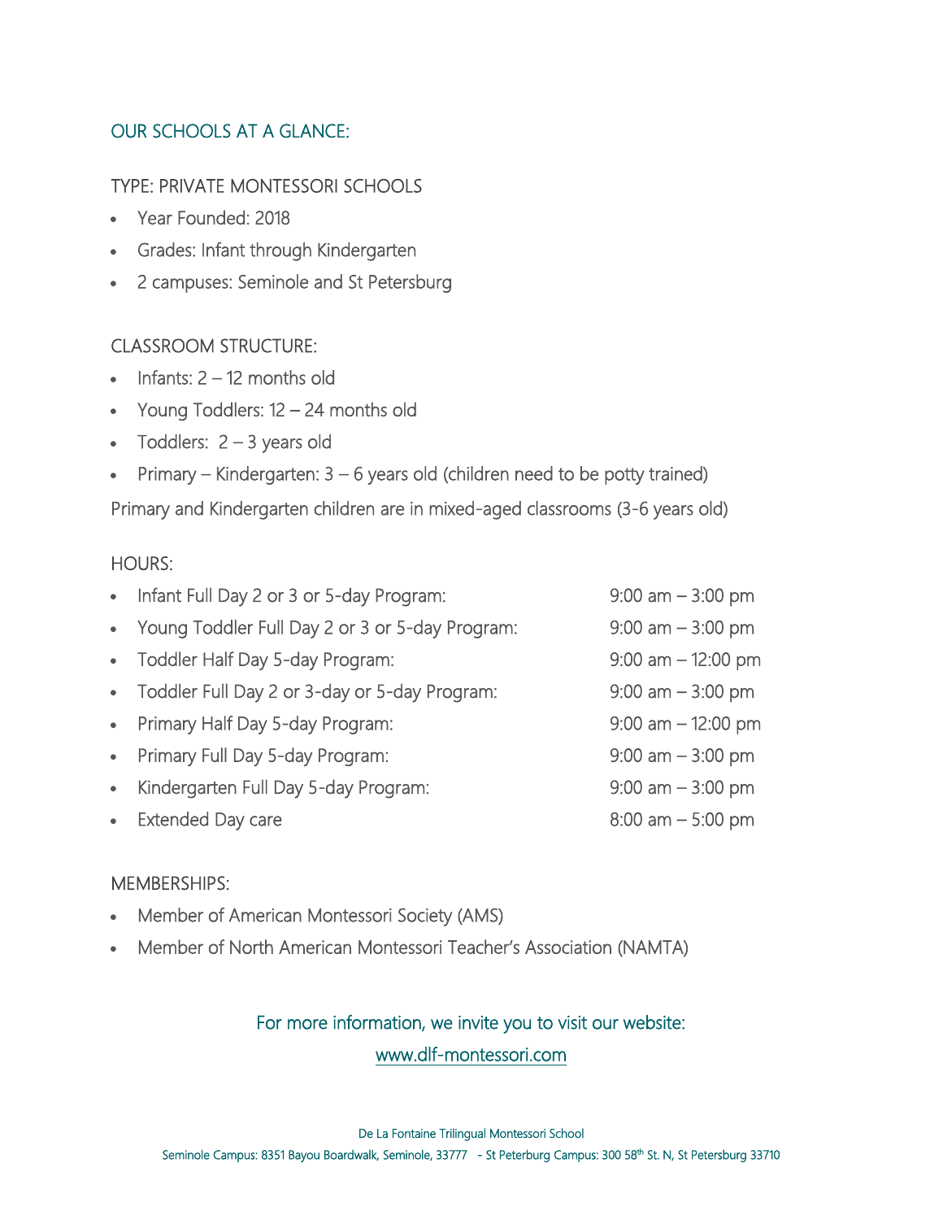## OUR SCHOOLS AT A GLANCE:

TYPE: PRIVATE MONTESSORI SCHOOLS

- Year Founded: 2018
- Grades: Infant through Kindergarten
- 2 campuses: Seminole and St Petersburg

CLASSROOM STRUCTURE:

- Infants: 2 – 12 months old
- Young Toddlers: 12 – 24 months old
- Toddlers: 2 – 3 years old
- Primary – Kindergarten: 3 – 6 years old (children need to be potty trained)

Primary and Kindergarten children are in mixed-aged classrooms (3-6 years old)

HOURS:

| | |
|---|---|
| • Infant Full Day 2 or 3 or 5-day Program: | 9:00 am – 3:00 pm |
| • Young Toddler Full Day 2 or 3 or 5-day Program: | 9:00 am – 3:00 pm |
| • Toddler Half Day 5-day Program: | 9:00 am – 12:00 pm |
| • Toddler Full Day 2 or 3-day or 5-day Program: | 9:00 am – 3:00 pm |
| • Primary Half Day 5-day Program: | 9:00 am – 12:00 pm |
| • Primary Full Day 5-day Program: | 9:00 am – 3:00 pm |
| • Kindergarten Full Day 5-day Program: | 9:00 am – 3:00 pm |
| • Extended Day care | 8:00 am – 5:00 pm |

MEMBERSHIPS:

- Member of American Montessori Society (AMS)
- Member of North American Montessori Teacher's Association (NAMTA)

For more information, we invite you to visit our website:

www.dlf-montessori.com

De La Fontaine Trilingual Montessori School

Seminole Campus: 8351 Bayou Boardwalk, Seminole, 33777 - St Peterburg Campus: 300 58th St. N, St Petersburg 33710